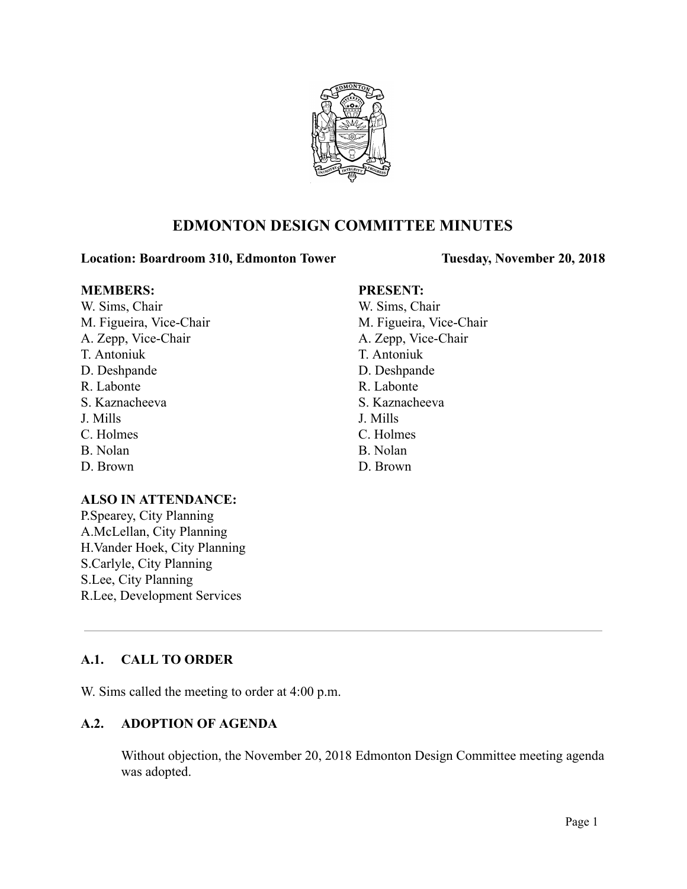# EDMONTON DESIGN COMMITTEE MINUTES

**Location: Boardroom 310, Edmonton Tower** **Tuesday, November 20, 2018**

| **MEMBERS:** | **PRESENT:** |
| --- | --- |
| W. Sims, Chair | W. Sims, Chair |
| M. Figueira, Vice-Chair | M. Figueira, Vice-Chair |
| A. Zepp, Vice-Chair | A. Zepp, Vice-Chair |
| T. Antoniuk | T. Antoniuk |
| D. Deshpande | D. Deshpande |
| R. Labonte | R. Labonte |
| S. Kaznacheeva | S. Kaznacheeva |
| J. Mills | J. Mills |
| C. Holmes | C. Holmes |
| B. Nolan | B. Nolan |
| D. Brown | D. Brown |

**ALSO IN ATTENDANCE:**

P.Spearey, City Planning
A.McLellan, City Planning
H.Vander Hoek, City Planning
S.Carlyle, City Planning
S.Lee, City Planning
R.Lee, Development Services

---

## A.1. CALL TO ORDER

W. Sims called the meeting to order at 4:00 p.m.

## A.2. ADOPTION OF AGENDA

Without objection, the November 20, 2018 Edmonton Design Committee meeting agenda was adopted.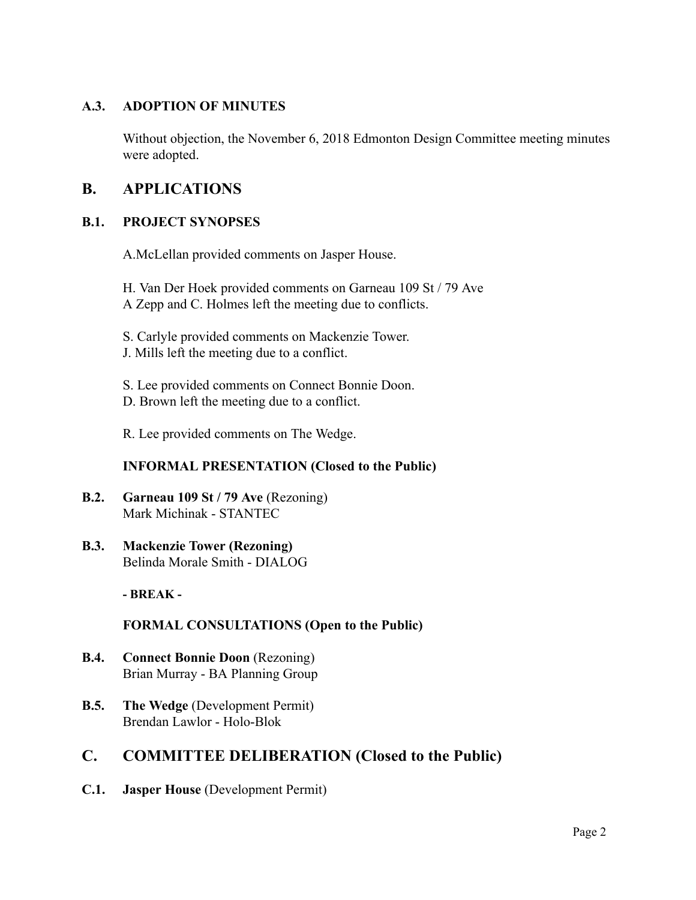### A.3. ADOPTION OF MINUTES

Without objection, the November 6, 2018 Edmonton Design Committee meeting minutes were adopted.

## B. APPLICATIONS

### B.1. PROJECT SYNOPSES

A.McLellan provided comments on Jasper House.

H. Van Der Hoek provided comments on Garneau 109 St / 79 Ave
A Zepp and C. Holmes left the meeting due to conflicts.

S. Carlyle provided comments on Mackenzie Tower.
J. Mills left the meeting due to a conflict.

S. Lee provided comments on Connect Bonnie Doon.
D. Brown left the meeting due to a conflict.

R. Lee provided comments on The Wedge.

**INFORMAL PRESENTATION (Closed to the Public)**

**B.2. Garneau 109 St / 79 Ave** (Rezoning)
Mark Michinak - STANTEC

**B.3. Mackenzie Tower (Rezoning)**
Belinda Morale Smith - DIALOG

**- BREAK -**

**FORMAL CONSULTATIONS (Open to the Public)**

**B.4. Connect Bonnie Doon** (Rezoning)
Brian Murray - BA Planning Group

**B.5. The Wedge** (Development Permit)
Brendan Lawlor - Holo-Blok

## C. COMMITTEE DELIBERATION (Closed to the Public)

**C.1. Jasper House** (Development Permit)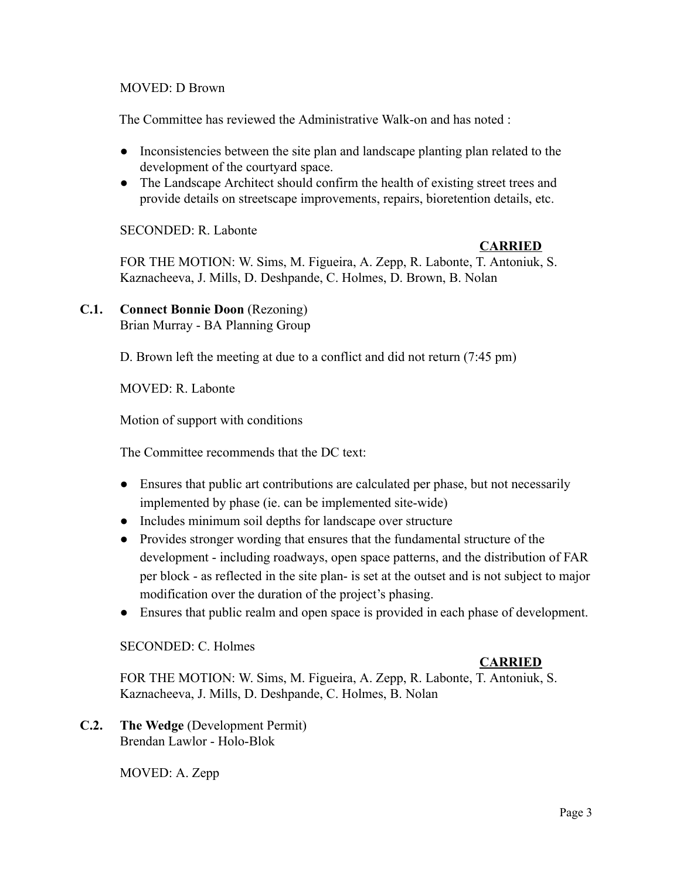MOVED: D Brown

The Committee has reviewed the Administrative Walk-on and has noted :

- Inconsistencies between the site plan and landscape planting plan related to the development of the courtyard space.
- The Landscape Architect should confirm the health of existing street trees and provide details on streetscape improvements, repairs, bioretention details, etc.

SECONDED: R. Labonte

**CARRIED**

FOR THE MOTION: W. Sims, M. Figueira, A. Zepp, R. Labonte, T. Antoniuk, S. Kaznacheeva, J. Mills, D. Deshpande, C. Holmes, D. Brown, B. Nolan

**C.1. Connect Bonnie Doon** (Rezoning)
Brian Murray - BA Planning Group

D. Brown left the meeting at due to a conflict and did not return (7:45 pm)

MOVED: R. Labonte

Motion of support with conditions

The Committee recommends that the DC text:

- Ensures that public art contributions are calculated per phase, but not necessarily implemented by phase (ie. can be implemented site-wide)
- Includes minimum soil depths for landscape over structure
- Provides stronger wording that ensures that the fundamental structure of the development - including roadways, open space patterns, and the distribution of FAR per block - as reflected in the site plan- is set at the outset and is not subject to major modification over the duration of the project's phasing.
- Ensures that public realm and open space is provided in each phase of development.

SECONDED: C. Holmes

**CARRIED**

FOR THE MOTION: W. Sims, M. Figueira, A. Zepp, R. Labonte, T. Antoniuk, S. Kaznacheeva, J. Mills, D. Deshpande, C. Holmes, B. Nolan

**C.2. The Wedge** (Development Permit)
Brendan Lawlor - Holo-Blok

MOVED: A. Zepp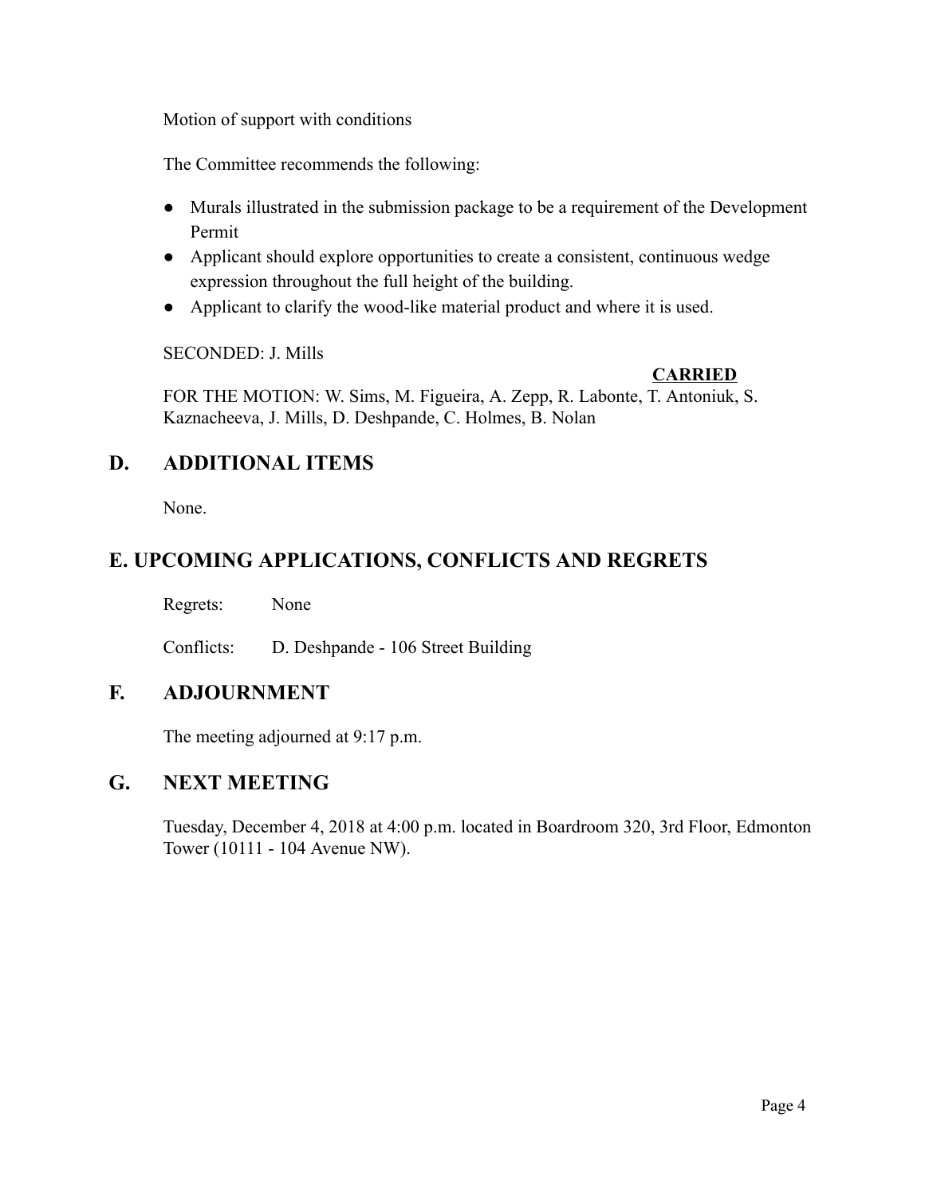Motion of support with conditions

The Committee recommends the following:

- Murals illustrated in the submission package to be a requirement of the Development Permit
- Applicant should explore opportunities to create a consistent, continuous wedge expression throughout the full height of the building.
- Applicant to clarify the wood-like material product and where it is used.

SECONDED: J. Mills

**CARRIED**

FOR THE MOTION: W. Sims, M. Figueira, A. Zepp, R. Labonte, T. Antoniuk, S. Kaznacheeva, J. Mills, D. Deshpande, C. Holmes, B. Nolan

## D. ADDITIONAL ITEMS

None.

## E. UPCOMING APPLICATIONS, CONFLICTS AND REGRETS

Regrets: None

Conflicts: D. Deshpande - 106 Street Building

## F. ADJOURNMENT

The meeting adjourned at 9:17 p.m.

## G. NEXT MEETING

Tuesday, December 4, 2018 at 4:00 p.m. located in Boardroom 320, 3rd Floor, Edmonton Tower (10111 - 104 Avenue NW).